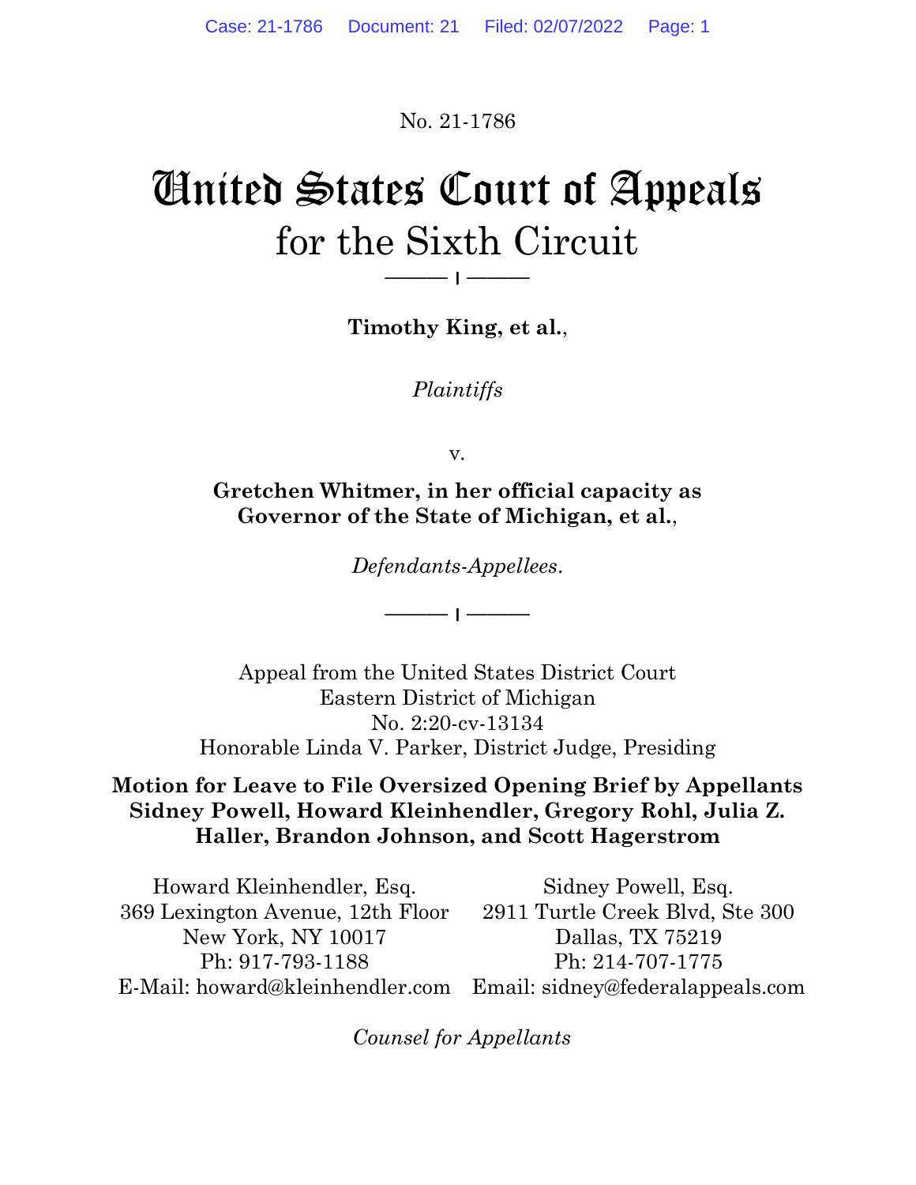No. 21-1786

# United States Court of Appeals
## for the Sixth Circuit

**Timothy King, et al.**,

*Plaintiffs*

v.

**Gretchen Whitmer, in her official capacity as Governor of the State of Michigan, et al.**,

*Defendants-Appellees*.

Appeal from the United States District Court
Eastern District of Michigan
No. 2:20-cv-13134
Honorable Linda V. Parker, District Judge, Presiding

**Motion for Leave to File Oversized Opening Brief by Appellants Sidney Powell, Howard Kleinhendler, Gregory Rohl, Julia Z. Haller, Brandon Johnson, and Scott Hagerstrom**

Howard Kleinhendler, Esq.
369 Lexington Avenue, 12th Floor
New York, NY 10017
Ph: 917-793-1188
E-Mail: howard@kleinhendler.com

Sidney Powell, Esq.
2911 Turtle Creek Blvd, Ste 300
Dallas, TX 75219
Ph: 214-707-1775
Email: sidney@federalappeals.com

*Counsel for Appellants*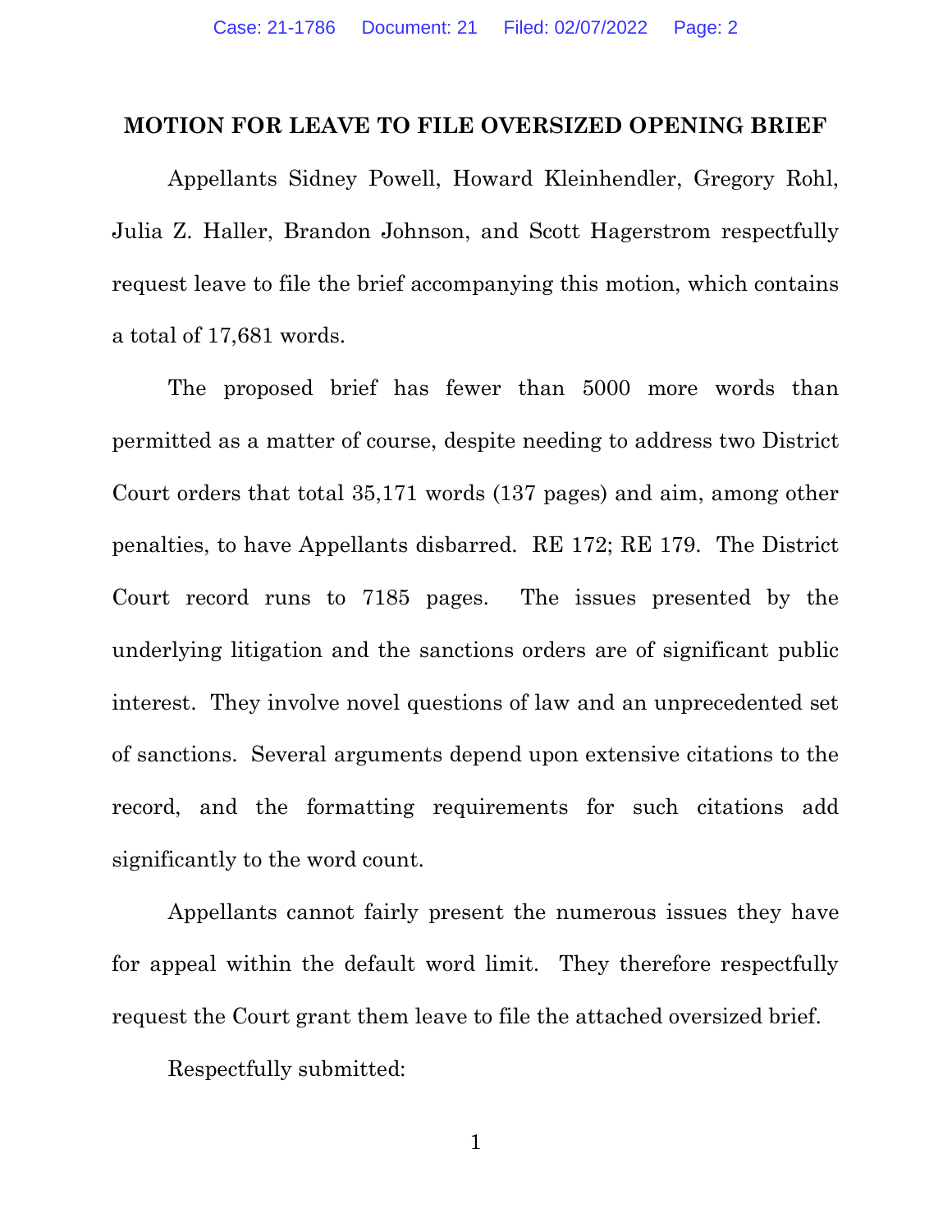## MOTION FOR LEAVE TO FILE OVERSIZED OPENING BRIEF

Appellants Sidney Powell, Howard Kleinhendler, Gregory Rohl, Julia Z. Haller, Brandon Johnson, and Scott Hagerstrom respectfully request leave to file the brief accompanying this motion, which contains a total of 17,681 words.

The proposed brief has fewer than 5000 more words than permitted as a matter of course, despite needing to address two District Court orders that total 35,171 words (137 pages) and aim, among other penalties, to have Appellants disbarred. RE 172; RE 179. The District Court record runs to 7185 pages. The issues presented by the underlying litigation and the sanctions orders are of significant public interest. They involve novel questions of law and an unprecedented set of sanctions. Several arguments depend upon extensive citations to the record, and the formatting requirements for such citations add significantly to the word count.

Appellants cannot fairly present the numerous issues they have for appeal within the default word limit. They therefore respectfully request the Court grant them leave to file the attached oversized brief.

Respectfully submitted: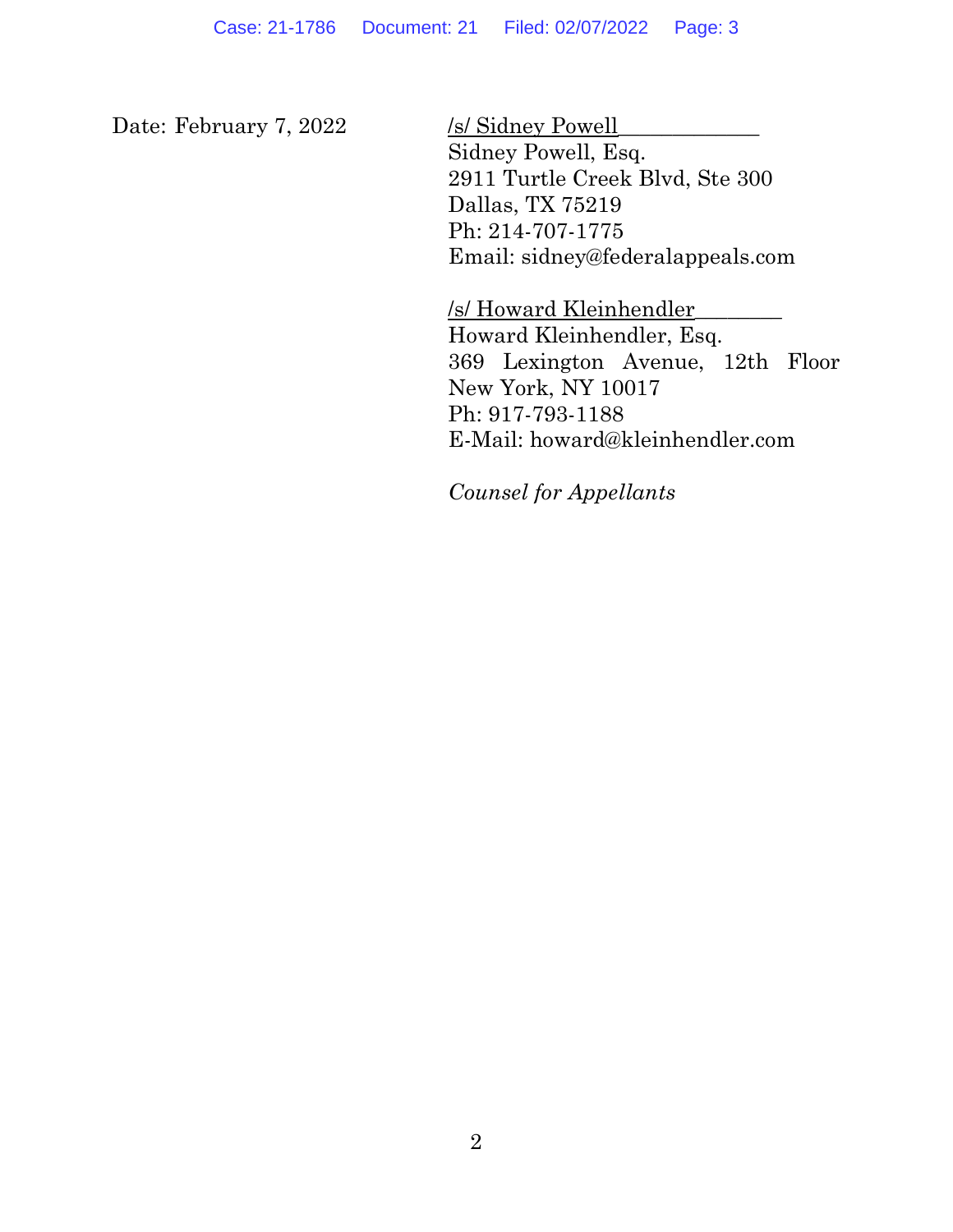Date: February 7, 2022

/s/ Sidney Powell
Sidney Powell, Esq.
2911 Turtle Creek Blvd, Ste 300
Dallas, TX 75219
Ph: 214-707-1775
Email: sidney@federalappeals.com

/s/ Howard Kleinhendler
Howard Kleinhendler, Esq.
369 Lexington Avenue, 12th Floor
New York, NY 10017
Ph: 917-793-1188
E-Mail: howard@kleinhendler.com

*Counsel for Appellants*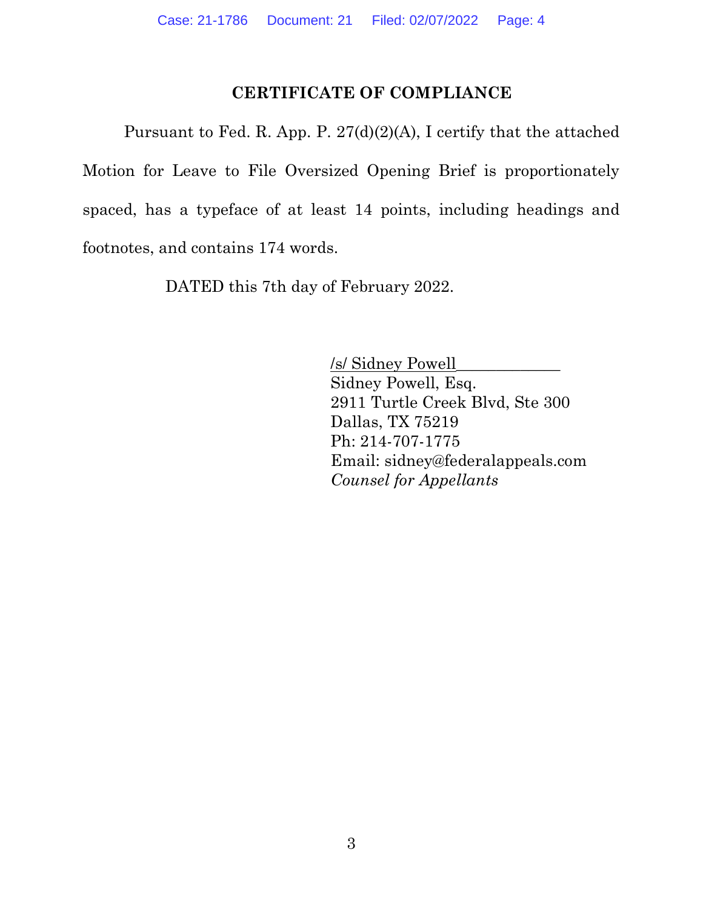# CERTIFICATE OF COMPLIANCE

Pursuant to Fed. R. App. P. 27(d)(2)(A), I certify that the attached Motion for Leave to File Oversized Opening Brief is proportionately spaced, has a typeface of at least 14 points, including headings and footnotes, and contains 174 words.

DATED this 7th day of February 2022.

/s/ Sidney Powell  
Sidney Powell, Esq.  
2911 Turtle Creek Blvd, Ste 300  
Dallas, TX 75219  
Ph: 214-707-1775  
Email: sidney@federalappeals.com  
*Counsel for Appellants*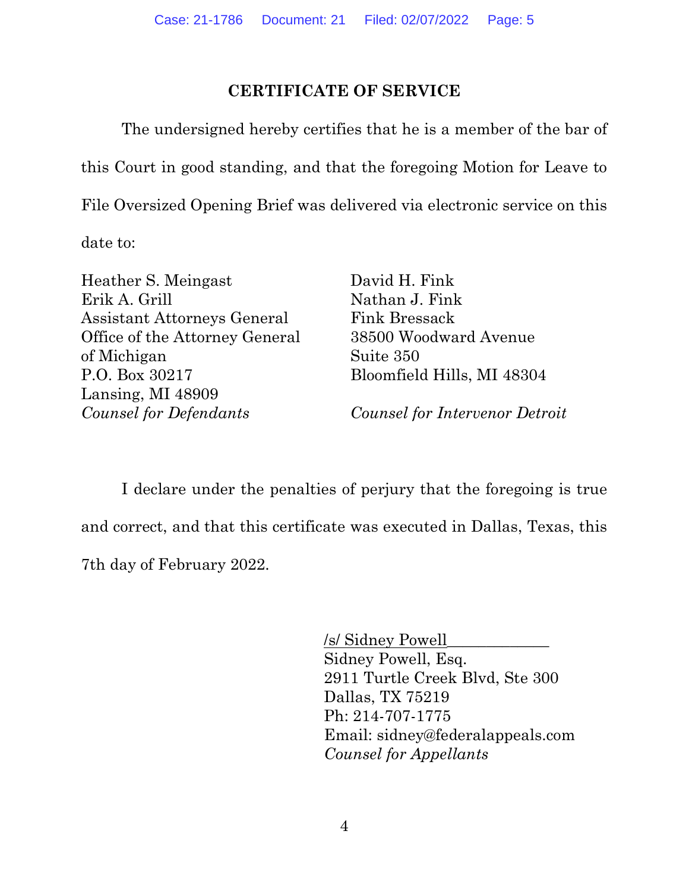## CERTIFICATE OF SERVICE

The undersigned hereby certifies that he is a member of the bar of this Court in good standing, and that the foregoing Motion for Leave to File Oversized Opening Brief was delivered via electronic service on this date to:

Heather S. Meingast
Erik A. Grill
Assistant Attorneys General
Office of the Attorney General
of Michigan
P.O. Box 30217
Lansing, MI 48909
*Counsel for Defendants*

David H. Fink
Nathan J. Fink
Fink Bressack
38500 Woodward Avenue
Suite 350
Bloomfield Hills, MI 48304

*Counsel for Intervenor Detroit*

I declare under the penalties of perjury that the foregoing is true and correct, and that this certificate was executed in Dallas, Texas, this 7th day of February 2022.

/s/ Sidney Powell
Sidney Powell, Esq.
2911 Turtle Creek Blvd, Ste 300
Dallas, TX 75219
Ph: 214-707-1775
Email: sidney@federalappeals.com
*Counsel for Appellants*